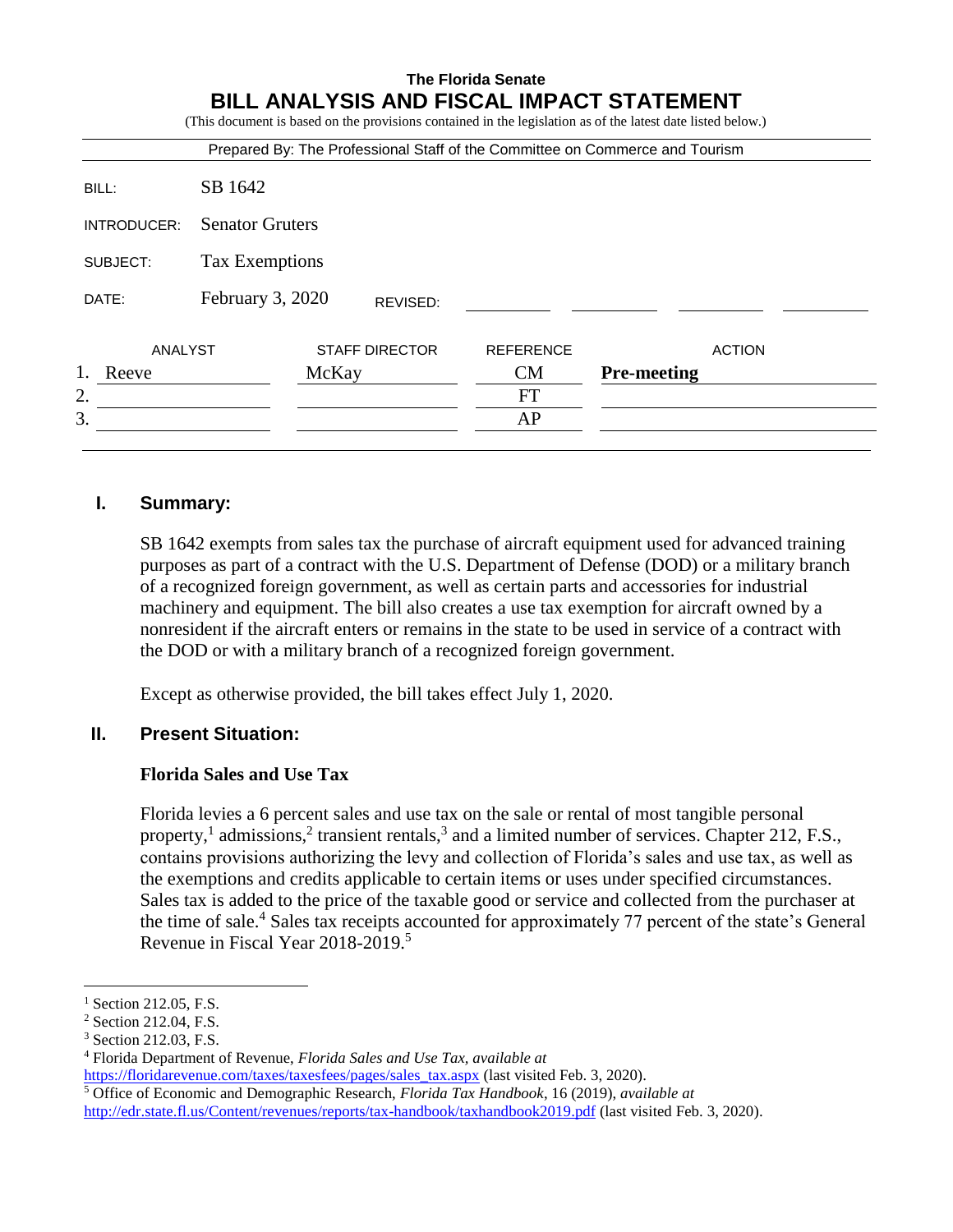**The Florida Senate**

# BILL ANALYSIS AND FISCAL IMPACT STATEMENT

(This document is based on the provisions contained in the legislation as of the latest date listed below.)

Prepared By: The Professional Staff of the Committee on Commerce and Tourism

| | |
|---|---|
| BILL: | SB 1642 |
| INTRODUCER: | Senator Gruters |
| SUBJECT: | Tax Exemptions |
| DATE: | February 3, 2020 REVISED: |

| ANALYST | STAFF DIRECTOR | REFERENCE | ACTION |
|---|---|---|---|
| 1. Reeve | McKay | CM | **Pre-meeting** |
| 2. | | FT | |
| 3. | | AP | |

## I. Summary:

SB 1642 exempts from sales tax the purchase of aircraft equipment used for advanced training purposes as part of a contract with the U.S. Department of Defense (DOD) or a military branch of a recognized foreign government, as well as certain parts and accessories for industrial machinery and equipment. The bill also creates a use tax exemption for aircraft owned by a nonresident if the aircraft enters or remains in the state to be used in service of a contract with the DOD or with a military branch of a recognized foreign government.

Except as otherwise provided, the bill takes effect July 1, 2020.

## II. Present Situation:

### Florida Sales and Use Tax

Florida levies a 6 percent sales and use tax on the sale or rental of most tangible personal property,[1] admissions,[2] transient rentals,[3] and a limited number of services. Chapter 212, F.S., contains provisions authorizing the levy and collection of Florida's sales and use tax, as well as the exemptions and credits applicable to certain items or uses under specified circumstances. Sales tax is added to the price of the taxable good or service and collected from the purchaser at the time of sale.[4] Sales tax receipts accounted for approximately 77 percent of the state's General Revenue in Fiscal Year 2018-2019.[5]

---

[1] Section 212.05, F.S.

[2] Section 212.04, F.S.

[3] Section 212.03, F.S.

[4] Florida Department of Revenue, *Florida Sales and Use Tax, available at* https://floridarevenue.com/taxes/taxesfees/pages/sales_tax.aspx (last visited Feb. 3, 2020).

[5] Office of Economic and Demographic Research, *Florida Tax Handbook*, 16 (2019), *available at* http://edr.state.fl.us/Content/revenues/reports/tax-handbook/taxhandbook2019.pdf (last visited Feb. 3, 2020).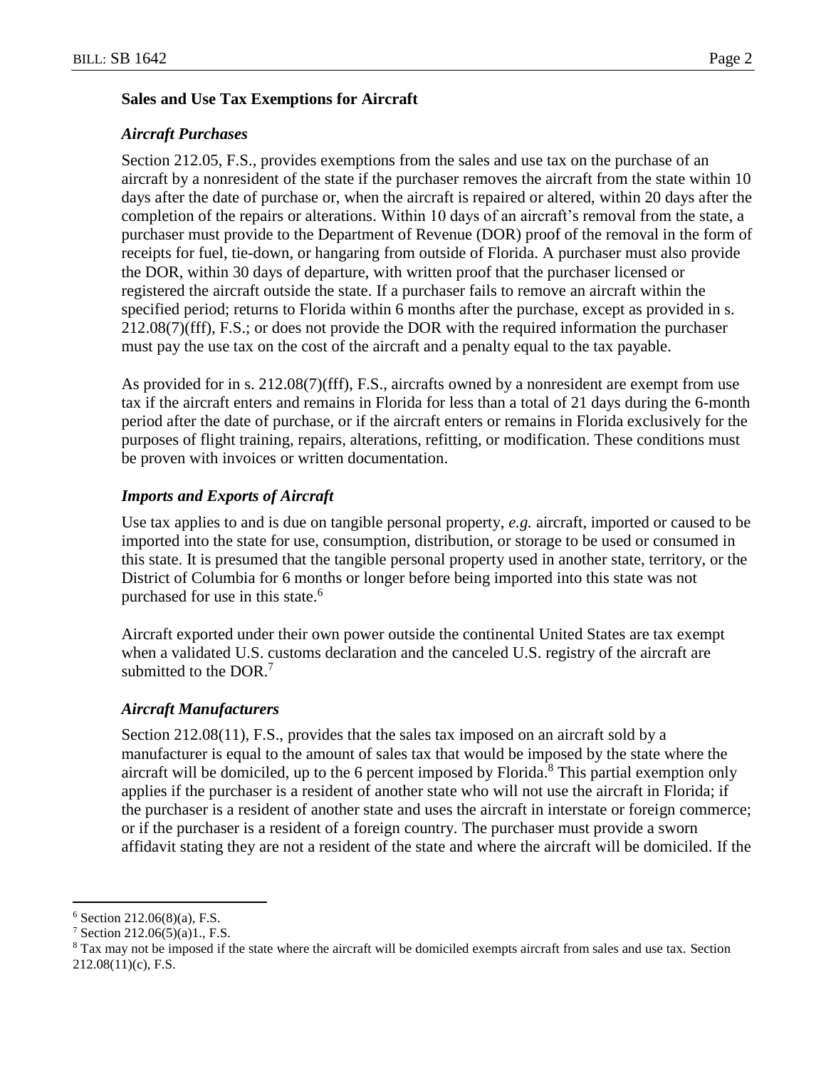### Sales and Use Tax Exemptions for Aircraft

#### *Aircraft Purchases*

Section 212.05, F.S., provides exemptions from the sales and use tax on the purchase of an aircraft by a nonresident of the state if the purchaser removes the aircraft from the state within 10 days after the date of purchase or, when the aircraft is repaired or altered, within 20 days after the completion of the repairs or alterations. Within 10 days of an aircraft's removal from the state, a purchaser must provide to the Department of Revenue (DOR) proof of the removal in the form of receipts for fuel, tie-down, or hangaring from outside of Florida. A purchaser must also provide the DOR, within 30 days of departure, with written proof that the purchaser licensed or registered the aircraft outside the state. If a purchaser fails to remove an aircraft within the specified period; returns to Florida within 6 months after the purchase, except as provided in s. 212.08(7)(fff), F.S.; or does not provide the DOR with the required information the purchaser must pay the use tax on the cost of the aircraft and a penalty equal to the tax payable.

As provided for in s. 212.08(7)(fff), F.S., aircrafts owned by a nonresident are exempt from use tax if the aircraft enters and remains in Florida for less than a total of 21 days during the 6-month period after the date of purchase, or if the aircraft enters or remains in Florida exclusively for the purposes of flight training, repairs, alterations, refitting, or modification. These conditions must be proven with invoices or written documentation.

#### *Imports and Exports of Aircraft*

Use tax applies to and is due on tangible personal property, *e.g.* aircraft, imported or caused to be imported into the state for use, consumption, distribution, or storage to be used or consumed in this state. It is presumed that the tangible personal property used in another state, territory, or the District of Columbia for 6 months or longer before being imported into this state was not purchased for use in this state.[6]

Aircraft exported under their own power outside the continental United States are tax exempt when a validated U.S. customs declaration and the canceled U.S. registry of the aircraft are submitted to the DOR.[7]

#### *Aircraft Manufacturers*

Section 212.08(11), F.S., provides that the sales tax imposed on an aircraft sold by a manufacturer is equal to the amount of sales tax that would be imposed by the state where the aircraft will be domiciled, up to the 6 percent imposed by Florida.[8] This partial exemption only applies if the purchaser is a resident of another state who will not use the aircraft in Florida; if the purchaser is a resident of another state and uses the aircraft in interstate or foreign commerce; or if the purchaser is a resident of a foreign country. The purchaser must provide a sworn affidavit stating they are not a resident of the state and where the aircraft will be domiciled. If the

---

[6] Section 212.06(8)(a), F.S.

[7] Section 212.06(5)(a)1., F.S.

[8] Tax may not be imposed if the state where the aircraft will be domiciled exempts aircraft from sales and use tax. Section 212.08(11)(c), F.S.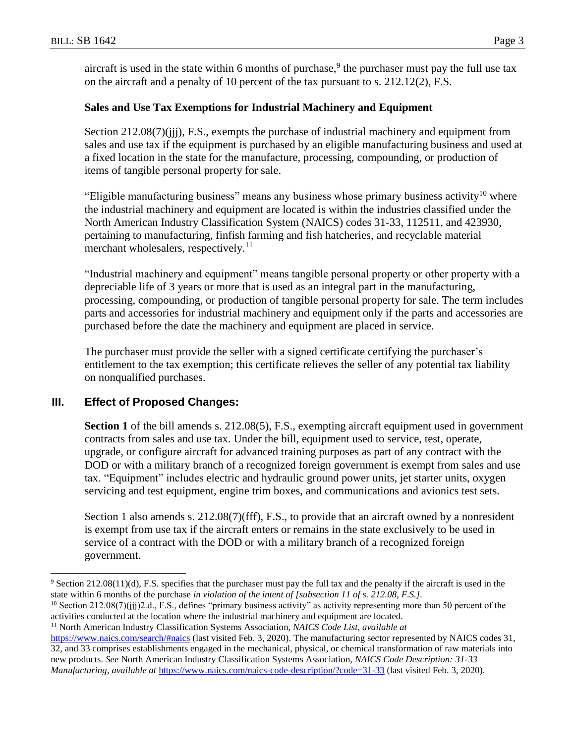aircraft is used in the state within 6 months of purchase,[9] the purchaser must pay the full use tax on the aircraft and a penalty of 10 percent of the tax pursuant to s. 212.12(2), F.S.

**Sales and Use Tax Exemptions for Industrial Machinery and Equipment**

Section 212.08(7)(jjj), F.S., exempts the purchase of industrial machinery and equipment from sales and use tax if the equipment is purchased by an eligible manufacturing business and used at a fixed location in the state for the manufacture, processing, compounding, or production of items of tangible personal property for sale.

"Eligible manufacturing business" means any business whose primary business activity[10] where the industrial machinery and equipment are located is within the industries classified under the North American Industry Classification System (NAICS) codes 31-33, 112511, and 423930, pertaining to manufacturing, finfish farming and fish hatcheries, and recyclable material merchant wholesalers, respectively.[11]

"Industrial machinery and equipment" means tangible personal property or other property with a depreciable life of 3 years or more that is used as an integral part in the manufacturing, processing, compounding, or production of tangible personal property for sale. The term includes parts and accessories for industrial machinery and equipment only if the parts and accessories are purchased before the date the machinery and equipment are placed in service.

The purchaser must provide the seller with a signed certificate certifying the purchaser's entitlement to the tax exemption; this certificate relieves the seller of any potential tax liability on nonqualified purchases.

## III. Effect of Proposed Changes:

**Section 1** of the bill amends s. 212.08(5), F.S., exempting aircraft equipment used in government contracts from sales and use tax. Under the bill, equipment used to service, test, operate, upgrade, or configure aircraft for advanced training purposes as part of any contract with the DOD or with a military branch of a recognized foreign government is exempt from sales and use tax. "Equipment" includes electric and hydraulic ground power units, jet starter units, oxygen servicing and test equipment, engine trim boxes, and communications and avionics test sets.

Section 1 also amends s. 212.08(7)(fff), F.S., to provide that an aircraft owned by a nonresident is exempt from use tax if the aircraft enters or remains in the state exclusively to be used in service of a contract with the DOD or with a military branch of a recognized foreign government.

---

[9] Section 212.08(11)(d), F.S. specifies that the purchaser must pay the full tax and the penalty if the aircraft is used in the state within 6 months of the purchase *in violation of the intent of [subsection 11 of s. 212.08, F.S.]*.

[10] Section 212.08(7)(jjj)2.d., F.S., defines "primary business activity" as activity representing more than 50 percent of the activities conducted at the location where the industrial machinery and equipment are located.

[11] North American Industry Classification Systems Association, *NAICS Code List, available at* https://www.naics.com/search/#naics (last visited Feb. 3, 2020). The manufacturing sector represented by NAICS codes 31, 32, and 33 comprises establishments engaged in the mechanical, physical, or chemical transformation of raw materials into new products. *See* North American Industry Classification Systems Association, *NAICS Code Description: 31-33 – Manufacturing, available at* https://www.naics.com/naics-code-description/?code=31-33 (last visited Feb. 3, 2020).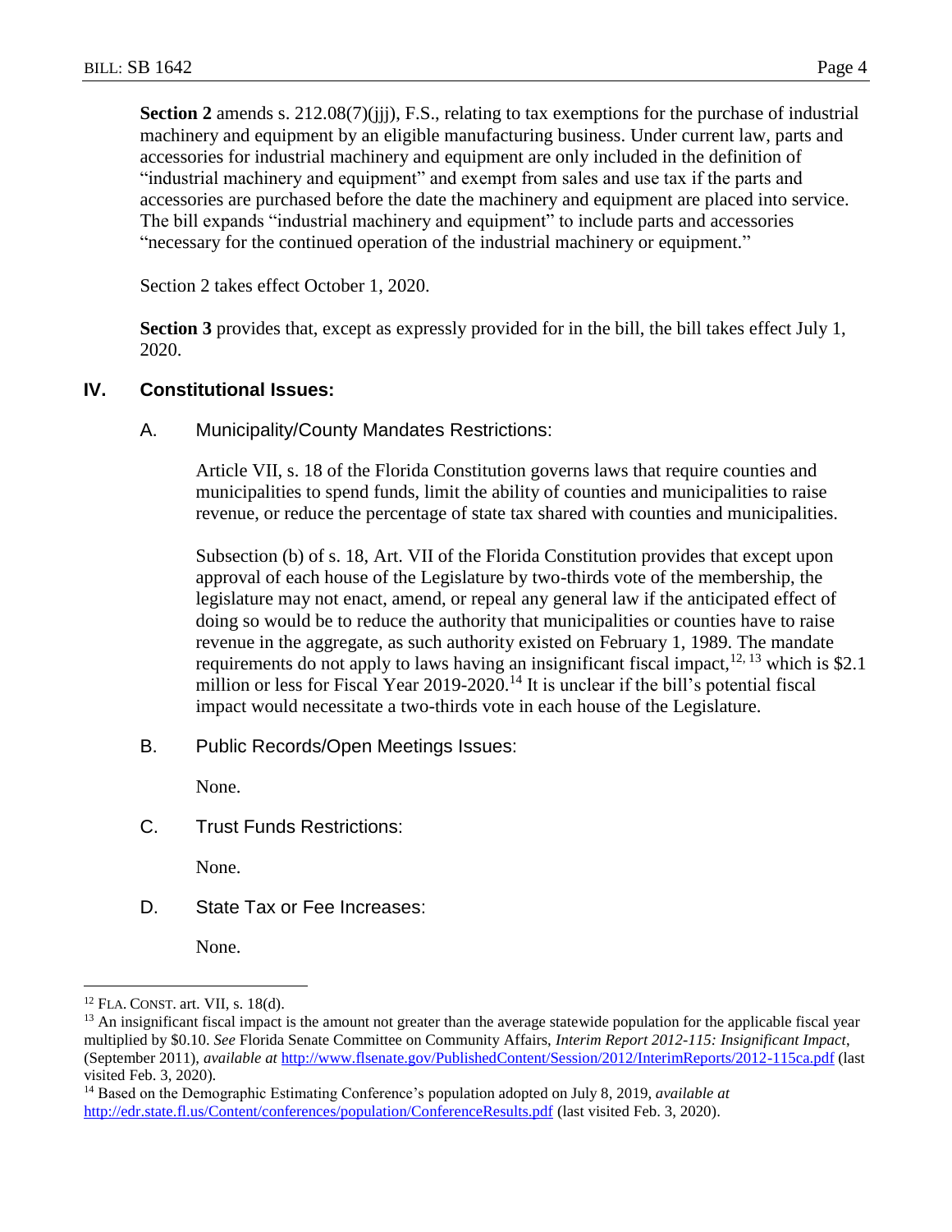**Section 2** amends s. 212.08(7)(jjj), F.S., relating to tax exemptions for the purchase of industrial machinery and equipment by an eligible manufacturing business. Under current law, parts and accessories for industrial machinery and equipment are only included in the definition of "industrial machinery and equipment" and exempt from sales and use tax if the parts and accessories are purchased before the date the machinery and equipment are placed into service. The bill expands "industrial machinery and equipment" to include parts and accessories "necessary for the continued operation of the industrial machinery or equipment."

Section 2 takes effect October 1, 2020.

**Section 3** provides that, except as expressly provided for in the bill, the bill takes effect July 1, 2020.

## IV. Constitutional Issues:

### A. Municipality/County Mandates Restrictions:

Article VII, s. 18 of the Florida Constitution governs laws that require counties and municipalities to spend funds, limit the ability of counties and municipalities to raise revenue, or reduce the percentage of state tax shared with counties and municipalities.

Subsection (b) of s. 18, Art. VII of the Florida Constitution provides that except upon approval of each house of the Legislature by two-thirds vote of the membership, the legislature may not enact, amend, or repeal any general law if the anticipated effect of doing so would be to reduce the authority that municipalities or counties have to raise revenue in the aggregate, as such authority existed on February 1, 1989. The mandate requirements do not apply to laws having an insignificant fiscal impact,[12, 13] which is $2.1 million or less for Fiscal Year 2019-2020.[14] It is unclear if the bill's potential fiscal impact would necessitate a two-thirds vote in each house of the Legislature.

### B. Public Records/Open Meetings Issues:

None.

### C. Trust Funds Restrictions:

None.

### D. State Tax or Fee Increases:

None.

---

[12] FLA. CONST. art. VII, s. 18(d).

[13] An insignificant fiscal impact is the amount not greater than the average statewide population for the applicable fiscal year multiplied by $0.10. *See* Florida Senate Committee on Community Affairs, *Interim Report 2012-115: Insignificant Impact*, (September 2011), *available at* http://www.flsenate.gov/PublishedContent/Session/2012/InterimReports/2012-115ca.pdf (last visited Feb. 3, 2020).

[14] Based on the Demographic Estimating Conference's population adopted on July 8, 2019, *available at* http://edr.state.fl.us/Content/conferences/population/ConferenceResults.pdf (last visited Feb. 3, 2020).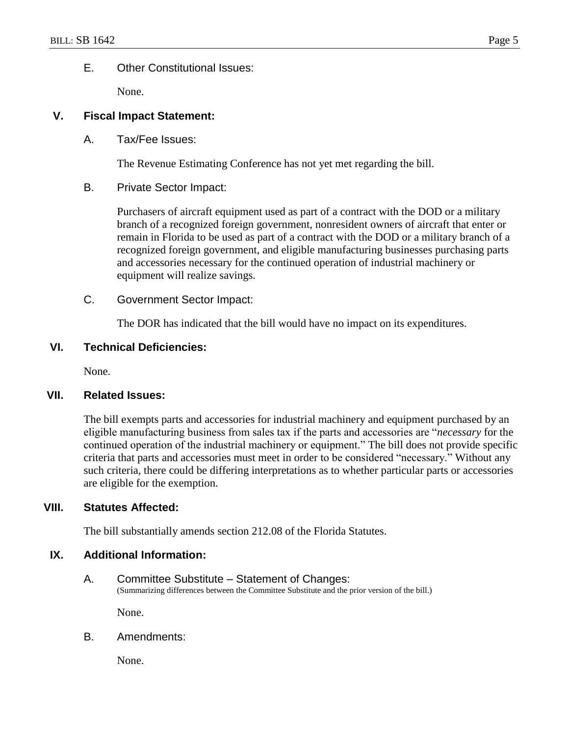### E. Other Constitutional Issues:

None.

## V. Fiscal Impact Statement:

### A. Tax/Fee Issues:

The Revenue Estimating Conference has not yet met regarding the bill.

### B. Private Sector Impact:

Purchasers of aircraft equipment used as part of a contract with the DOD or a military branch of a recognized foreign government, nonresident owners of aircraft that enter or remain in Florida to be used as part of a contract with the DOD or a military branch of a recognized foreign government, and eligible manufacturing businesses purchasing parts and accessories necessary for the continued operation of industrial machinery or equipment will realize savings.

### C. Government Sector Impact:

The DOR has indicated that the bill would have no impact on its expenditures.

## VI. Technical Deficiencies:

None.

## VII. Related Issues:

The bill exempts parts and accessories for industrial machinery and equipment purchased by an eligible manufacturing business from sales tax if the parts and accessories are "*necessary* for the continued operation of the industrial machinery or equipment." The bill does not provide specific criteria that parts and accessories must meet in order to be considered "necessary." Without any such criteria, there could be differing interpretations as to whether particular parts or accessories are eligible for the exemption.

## VIII. Statutes Affected:

The bill substantially amends section 212.08 of the Florida Statutes.

## IX. Additional Information:

### A. Committee Substitute – Statement of Changes:

(Summarizing differences between the Committee Substitute and the prior version of the bill.)

None.

### B. Amendments:

None.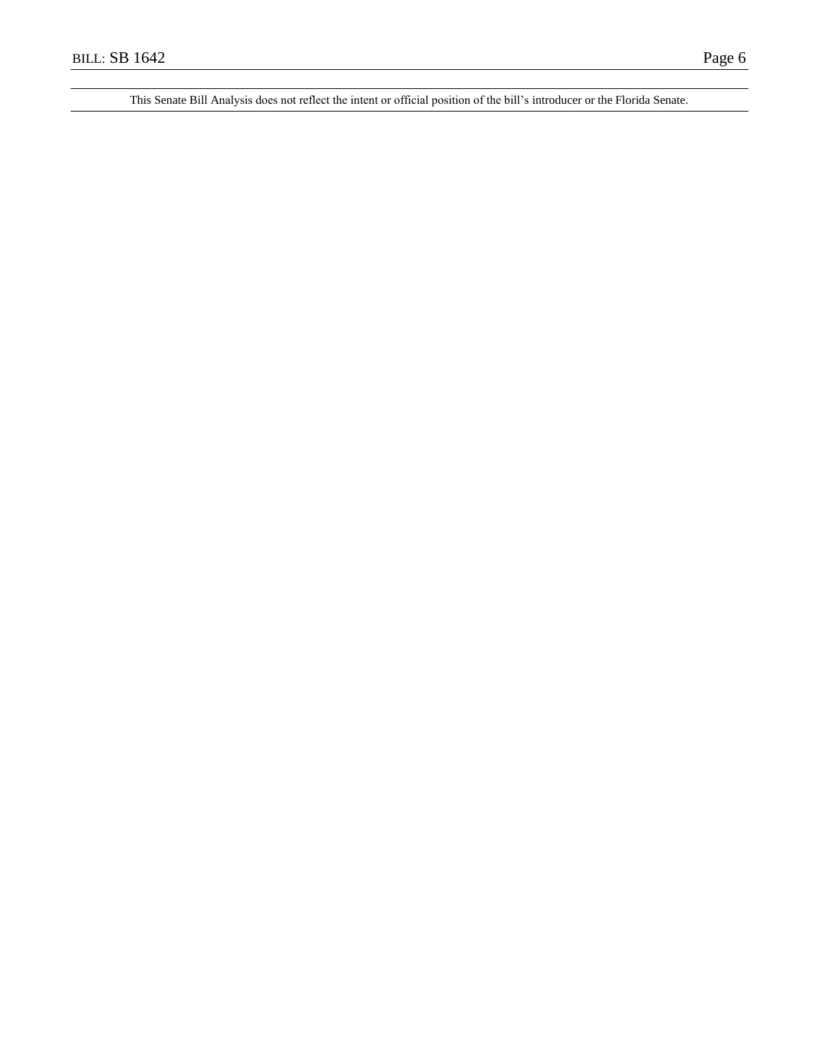This Senate Bill Analysis does not reflect the intent or official position of the bill's introducer or the Florida Senate.